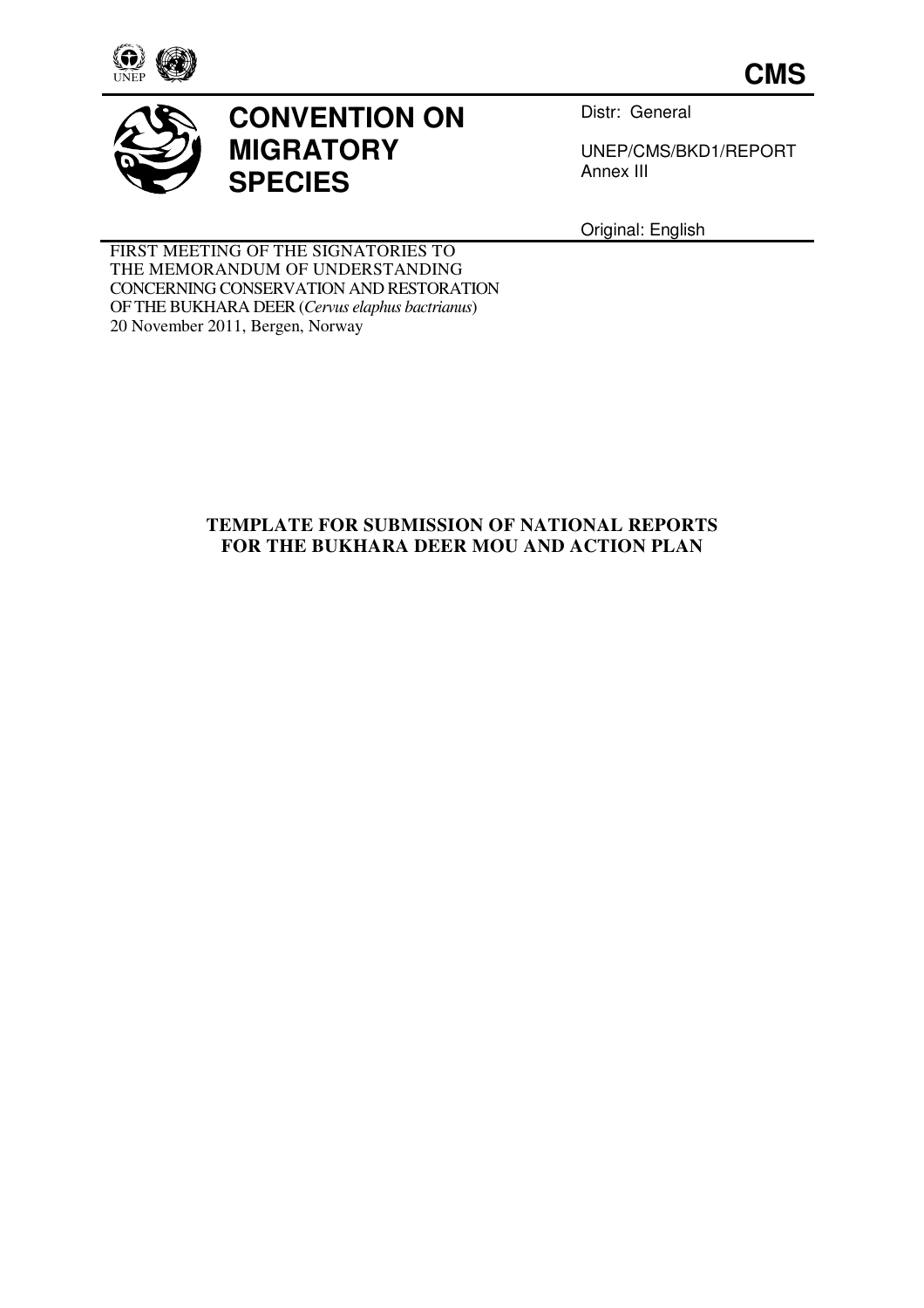**CMS**

# CONVENTION ON MIGRATORY SPECIES

Distr: General

UNEP/CMS/BKD1/REPORT
Annex III

Original: English

FIRST MEETING OF THE SIGNATORIES TO THE MEMORANDUM OF UNDERSTANDING CONCERNING CONSERVATION AND RESTORATION OF THE BUKHARA DEER (*Cervus elaphus bactrianus*)
20 November 2011, Bergen, Norway

## TEMPLATE FOR SUBMISSION OF NATIONAL REPORTS FOR THE BUKHARA DEER MOU AND ACTION PLAN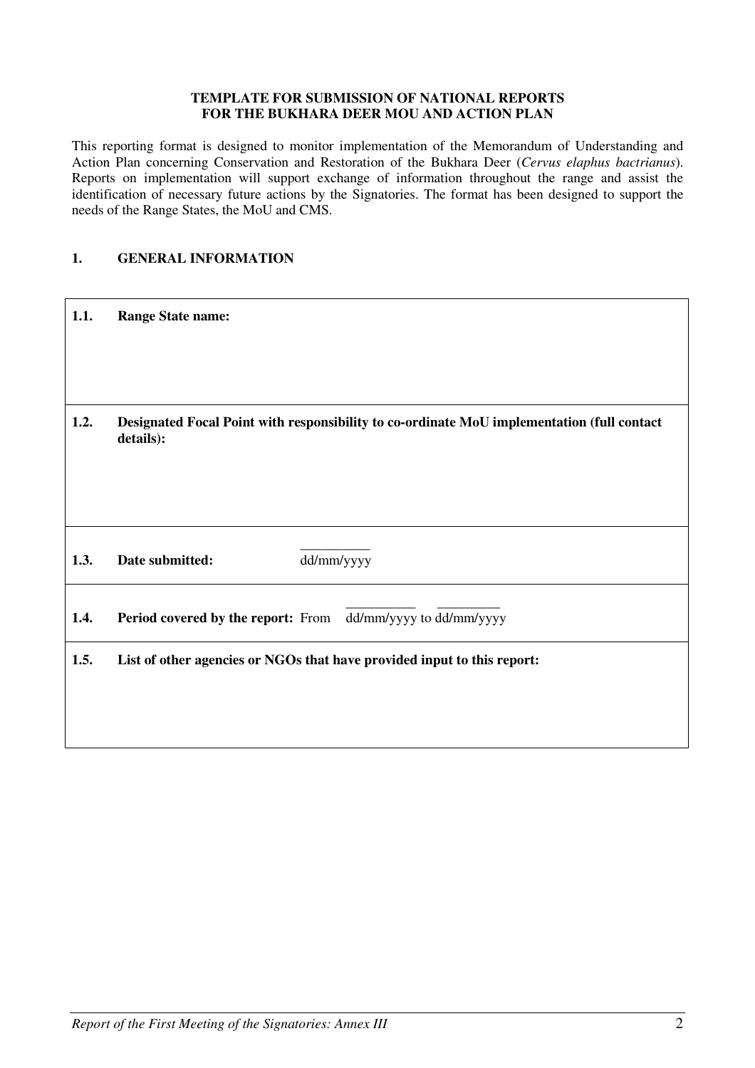**TEMPLATE FOR SUBMISSION OF NATIONAL REPORTS**
**FOR THE BUKHARA DEER MOU AND ACTION PLAN**

This reporting format is designed to monitor implementation of the Memorandum of Understanding and Action Plan concerning Conservation and Restoration of the Bukhara Deer (*Cervus elaphus bactrianus*). Reports on implementation will support exchange of information throughout the range and assist the identification of necessary future actions by the Signatories. The format has been designed to support the needs of the Range States, the MoU and CMS.

## 1. GENERAL INFORMATION

| | |
|---|---|
| **1.1.** | **Range State name:** |
| **1.2.** | **Designated Focal Point with responsibility to co-ordinate MoU implementation (full contact details):** |
| **1.3.** | **Date submitted:** __________ dd/mm/yyyy |
| **1.4.** | **Period covered by the report:** From __________ dd/mm/yyyy to __________ dd/mm/yyyy |
| **1.5.** | **List of other agencies or NGOs that have provided input to this report:** |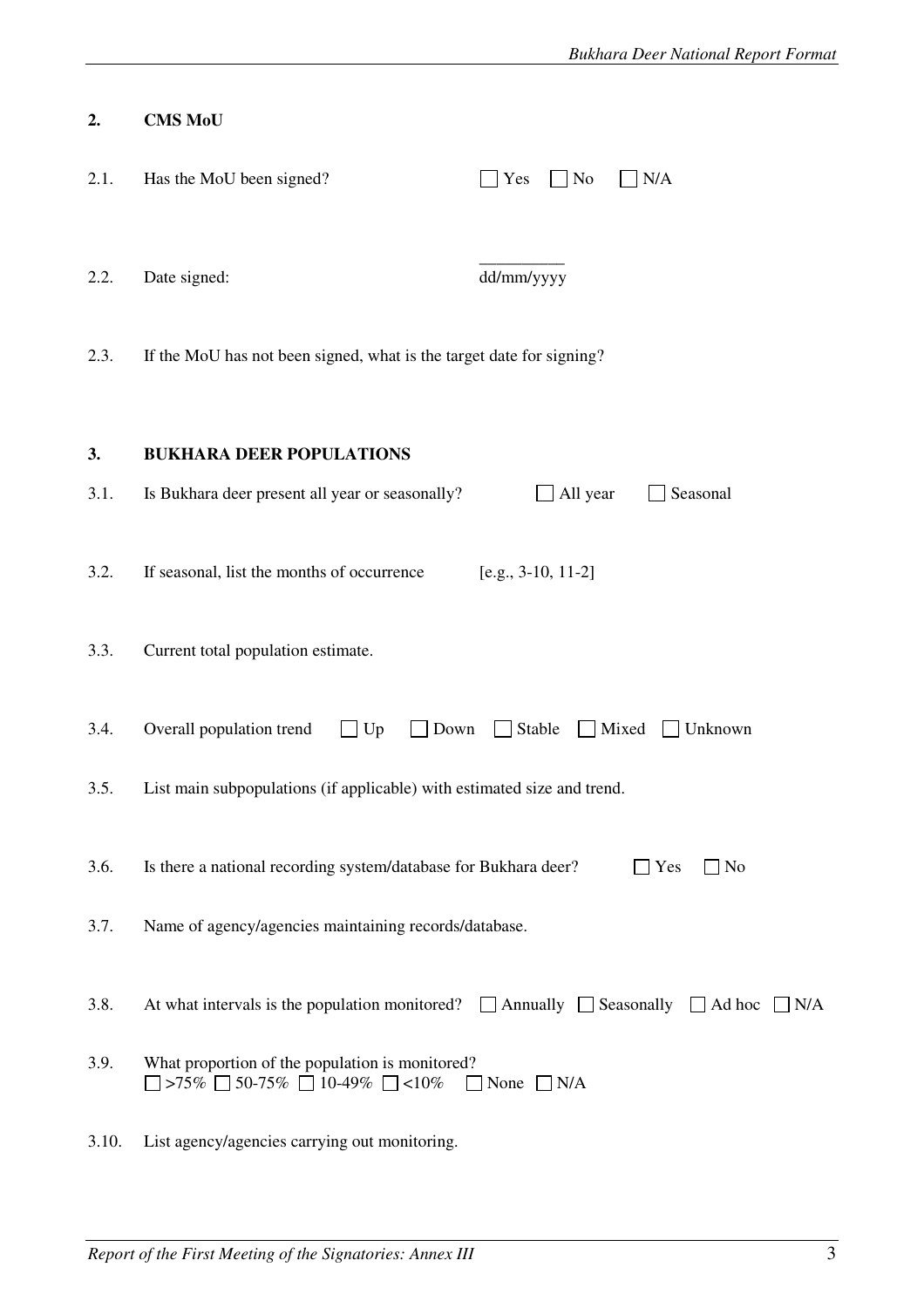## 2. CMS MoU

2.1. Has the MoU been signed? ☐ Yes ☐ No ☐ N/A

2.2. Date signed: __________ dd/mm/yyyy

2.3. If the MoU has not been signed, what is the target date for signing?

## 3. BUKHARA DEER POPULATIONS

3.1. Is Bukhara deer present all year or seasonally? ☐ All year ☐ Seasonal

3.2. If seasonal, list the months of occurrence [e.g., 3-10, 11-2]

3.3. Current total population estimate.

3.4. Overall population trend ☐ Up ☐ Down ☐ Stable ☐ Mixed ☐ Unknown

3.5. List main subpopulations (if applicable) with estimated size and trend.

3.6. Is there a national recording system/database for Bukhara deer? ☐ Yes ☐ No

3.7. Name of agency/agencies maintaining records/database.

3.8. At what intervals is the population monitored? ☐ Annually ☐ Seasonally ☐ Ad hoc ☐ N/A

3.9. What proportion of the population is monitored?
☐ >75% ☐ 50-75% ☐ 10-49% ☐ <10% ☐ None ☐ N/A

3.10. List agency/agencies carrying out monitoring.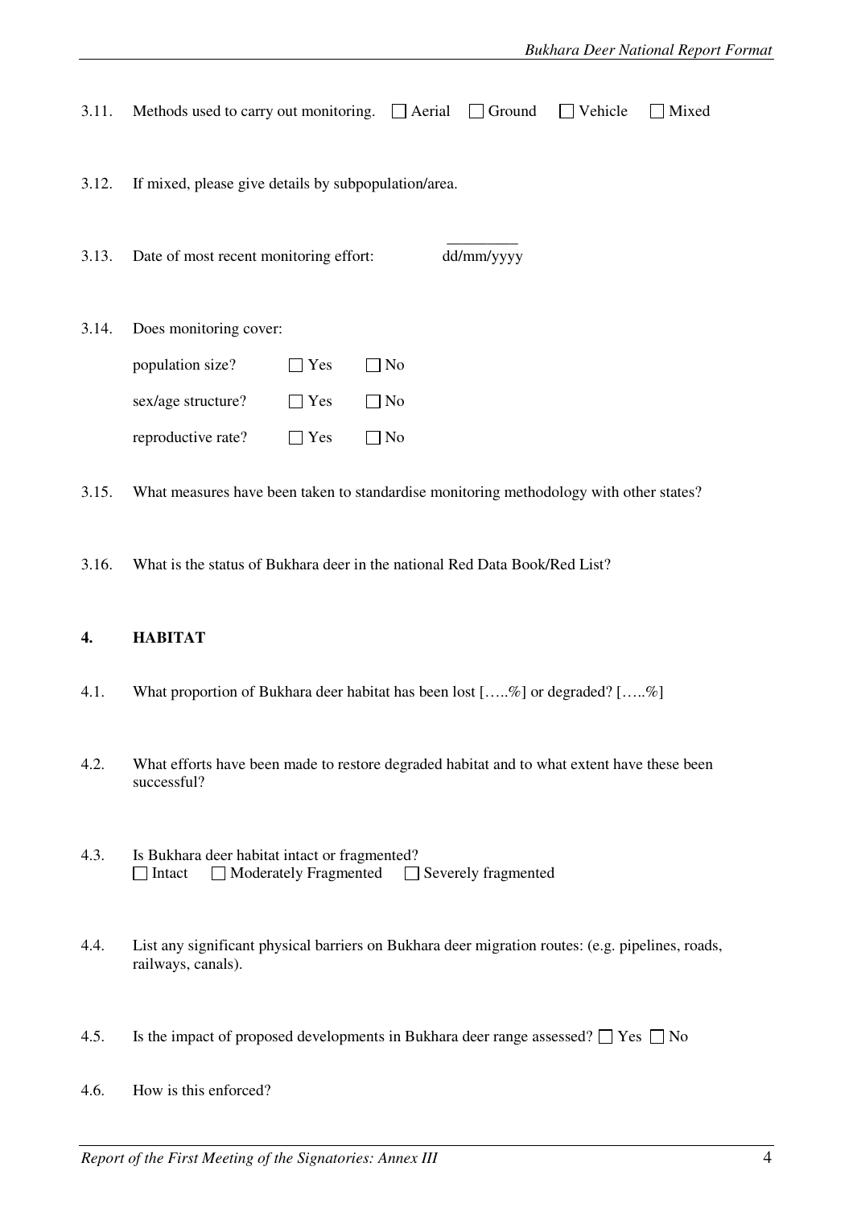3.11. Methods used to carry out monitoring. ☐ Aerial ☐ Ground ☐ Vehicle ☐ Mixed

3.12. If mixed, please give details by subpopulation/area.

3.13. Date of most recent monitoring effort: _________ dd/mm/yyyy

3.14. Does monitoring cover:

population size? ☐ Yes ☐ No

sex/age structure? ☐ Yes ☐ No

reproductive rate? ☐ Yes ☐ No

3.15. What measures have been taken to standardise monitoring methodology with other states?

3.16. What is the status of Bukhara deer in the national Red Data Book/Red List?

## 4. HABITAT

4.1. What proportion of Bukhara deer habitat has been lost […..%] or degraded? […..%]

4.2. What efforts have been made to restore degraded habitat and to what extent have these been successful?

4.3. Is Bukhara deer habitat intact or fragmented?
☐ Intact ☐ Moderately Fragmented ☐ Severely fragmented

4.4. List any significant physical barriers on Bukhara deer migration routes: (e.g. pipelines, roads, railways, canals).

4.5. Is the impact of proposed developments in Bukhara deer range assessed? ☐ Yes ☐ No

4.6. How is this enforced?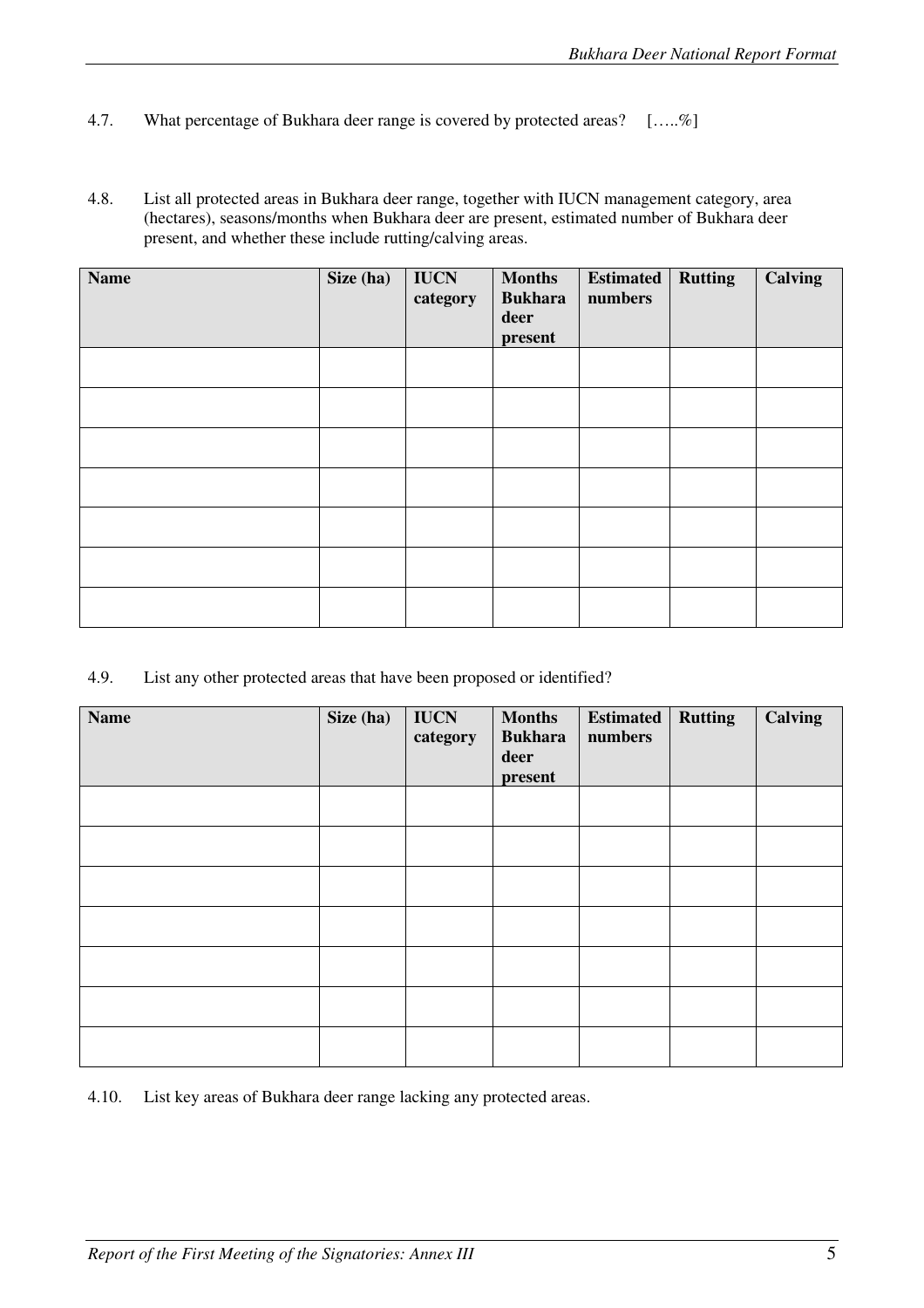4.7. What percentage of Bukhara deer range is covered by protected areas? […..%]

4.8. List all protected areas in Bukhara deer range, together with IUCN management category, area (hectares), seasons/months when Bukhara deer are present, estimated number of Bukhara deer present, and whether these include rutting/calving areas.

| Name | Size (ha) | IUCN category | Months Bukhara deer present | Estimated numbers | Rutting | Calving |
|---|---|---|---|---|---|---|
| | | | | | | |
| | | | | | | |
| | | | | | | |
| | | | | | | |
| | | | | | | |
| | | | | | | |
| | | | | | | |

4.9. List any other protected areas that have been proposed or identified?

| Name | Size (ha) | IUCN category | Months Bukhara deer present | Estimated numbers | Rutting | Calving |
|---|---|---|---|---|---|---|
| | | | | | | |
| | | | | | | |
| | | | | | | |
| | | | | | | |
| | | | | | | |
| | | | | | | |
| | | | | | | |

4.10. List key areas of Bukhara deer range lacking any protected areas.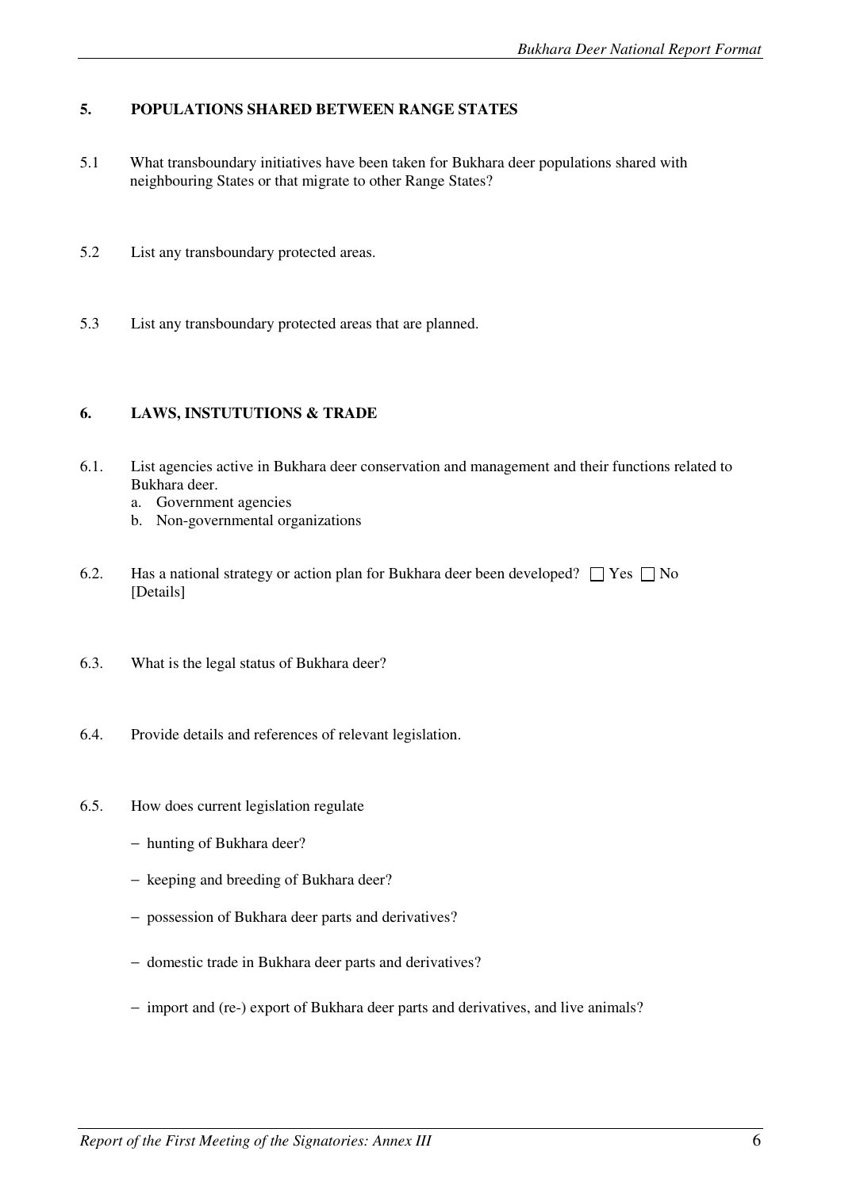## 5. POPULATIONS SHARED BETWEEN RANGE STATES

5.1 What transboundary initiatives have been taken for Bukhara deer populations shared with neighbouring States or that migrate to other Range States?

5.2 List any transboundary protected areas.

5.3 List any transboundary protected areas that are planned.

## 6. LAWS, INSTUTUTIONS & TRADE

6.1. List agencies active in Bukhara deer conservation and management and their functions related to Bukhara deer.

a. Government agencies
b. Non-governmental organizations

6.2. Has a national strategy or action plan for Bukhara deer been developed? ☐ Yes ☐ No
[Details]

6.3. What is the legal status of Bukhara deer?

6.4. Provide details and references of relevant legislation.

6.5. How does current legislation regulate

- hunting of Bukhara deer?
- keeping and breeding of Bukhara deer?
- possession of Bukhara deer parts and derivatives?
- domestic trade in Bukhara deer parts and derivatives?
- import and (re-) export of Bukhara deer parts and derivatives, and live animals?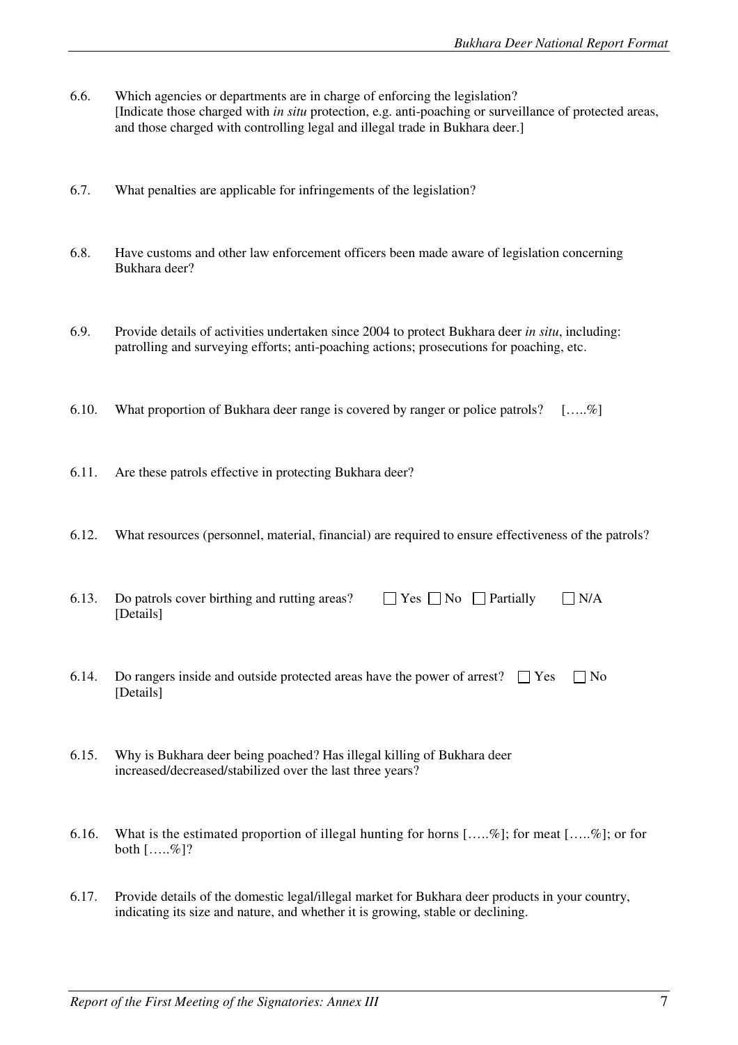6.6. Which agencies or departments are in charge of enforcing the legislation?
[Indicate those charged with *in situ* protection, e.g. anti-poaching or surveillance of protected areas, and those charged with controlling legal and illegal trade in Bukhara deer.]

6.7. What penalties are applicable for infringements of the legislation?

6.8. Have customs and other law enforcement officers been made aware of legislation concerning Bukhara deer?

6.9. Provide details of activities undertaken since 2004 to protect Bukhara deer *in situ*, including: patrolling and surveying efforts; anti-poaching actions; prosecutions for poaching, etc.

6.10. What proportion of Bukhara deer range is covered by ranger or police patrols? […..%]

6.11. Are these patrols effective in protecting Bukhara deer?

6.12. What resources (personnel, material, financial) are required to ensure effectiveness of the patrols?

6.13. Do patrols cover birthing and rutting areas? ☐ Yes ☐ No ☐ Partially ☐ N/A
[Details]

6.14. Do rangers inside and outside protected areas have the power of arrest? ☐ Yes ☐ No
[Details]

6.15. Why is Bukhara deer being poached? Has illegal killing of Bukhara deer increased/decreased/stabilized over the last three years?

6.16. What is the estimated proportion of illegal hunting for horns […..%]; for meat […..%]; or for both […..%]?

6.17. Provide details of the domestic legal/illegal market for Bukhara deer products in your country, indicating its size and nature, and whether it is growing, stable or declining.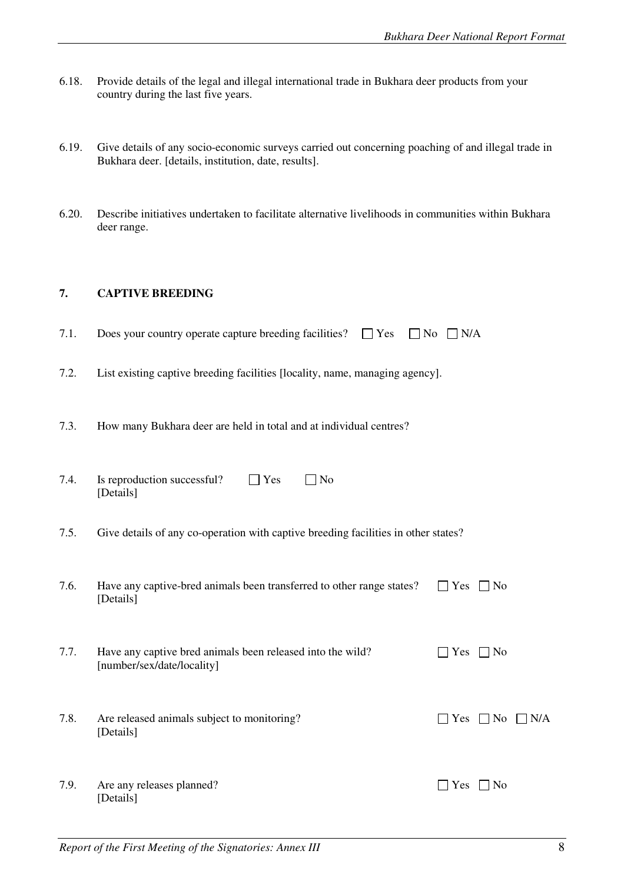6.18. Provide details of the legal and illegal international trade in Bukhara deer products from your country during the last five years.

6.19. Give details of any socio-economic surveys carried out concerning poaching of and illegal trade in Bukhara deer. [details, institution, date, results].

6.20. Describe initiatives undertaken to facilitate alternative livelihoods in communities within Bukhara deer range.

## 7. CAPTIVE BREEDING

7.1. Does your country operate capture breeding facilities? ☐ Yes ☐ No ☐ N/A

7.2. List existing captive breeding facilities [locality, name, managing agency].

7.3. How many Bukhara deer are held in total and at individual centres?

7.4. Is reproduction successful? ☐ Yes ☐ No
[Details]

7.5. Give details of any co-operation with captive breeding facilities in other states?

7.6. Have any captive-bred animals been transferred to other range states? ☐ Yes ☐ No
[Details]

7.7. Have any captive bred animals been released into the wild? ☐ Yes ☐ No
[number/sex/date/locality]

7.8. Are released animals subject to monitoring? ☐ Yes ☐ No ☐ N/A
[Details]

7.9. Are any releases planned? ☐ Yes ☐ No
[Details]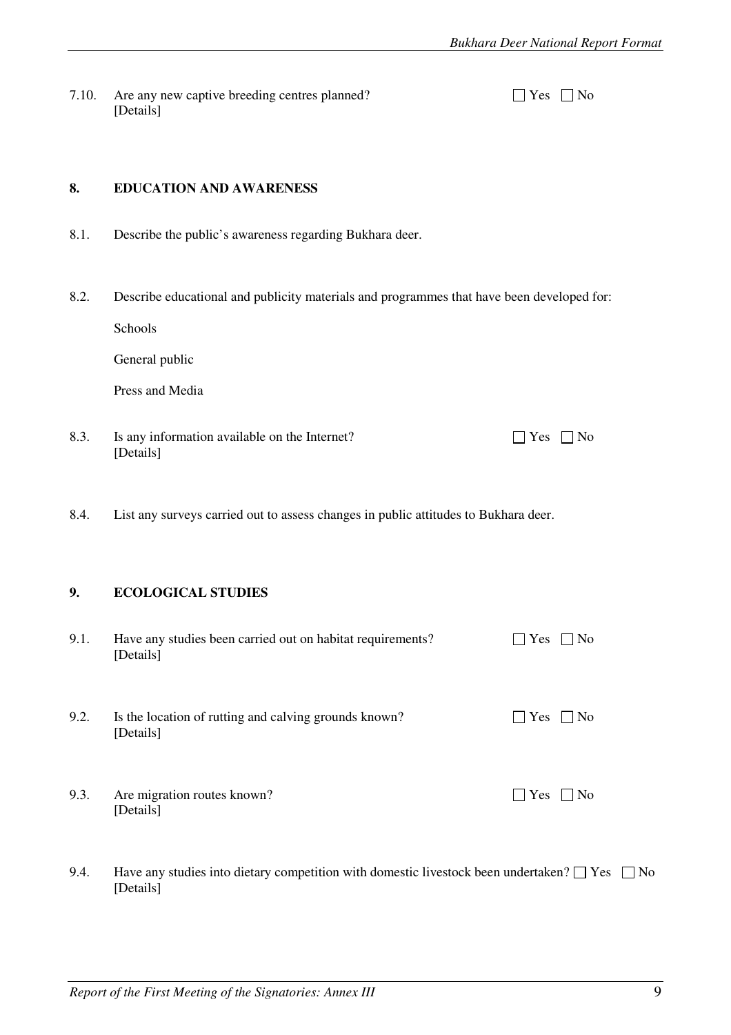7.10. Are any new captive breeding centres planned? ☐ Yes ☐ No
[Details]

## 8. EDUCATION AND AWARENESS

8.1. Describe the public's awareness regarding Bukhara deer.

8.2. Describe educational and publicity materials and programmes that have been developed for:

Schools

General public

Press and Media

8.3. Is any information available on the Internet? ☐ Yes ☐ No
[Details]

8.4. List any surveys carried out to assess changes in public attitudes to Bukhara deer.

## 9. ECOLOGICAL STUDIES

9.1. Have any studies been carried out on habitat requirements? ☐ Yes ☐ No
[Details]

9.2. Is the location of rutting and calving grounds known? ☐ Yes ☐ No
[Details]

9.3. Are migration routes known? ☐ Yes ☐ No
[Details]

9.4. Have any studies into dietary competition with domestic livestock been undertaken? ☐ Yes ☐ No
[Details]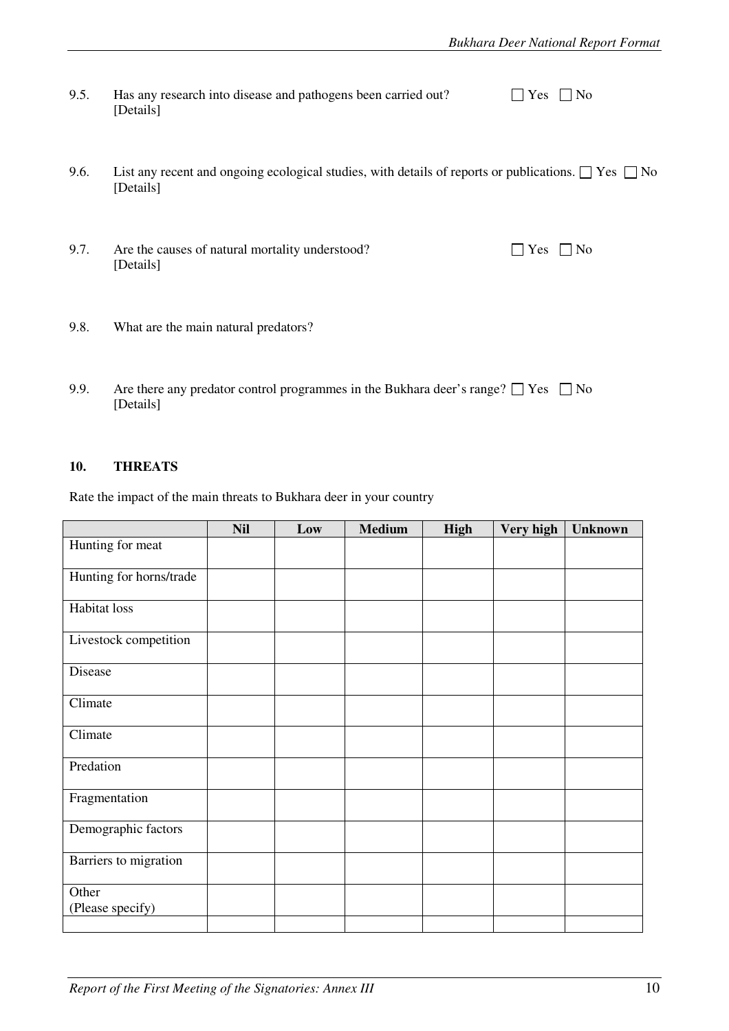9.5. Has any research into disease and pathogens been carried out? ☐ Yes ☐ No
[Details]

9.6. List any recent and ongoing ecological studies, with details of reports or publications. ☐ Yes ☐ No
[Details]

9.7. Are the causes of natural mortality understood? ☐ Yes ☐ No
[Details]

9.8. What are the main natural predators?

9.9. Are there any predator control programmes in the Bukhara deer's range? ☐ Yes ☐ No
[Details]

## 10. THREATS

Rate the impact of the main threats to Bukhara deer in your country

| | Nil | Low | Medium | High | Very high | Unknown |
|---|---|---|---|---|---|---|
| Hunting for meat | | | | | | |
| Hunting for horns/trade | | | | | | |
| Habitat loss | | | | | | |
| Livestock competition | | | | | | |
| Disease | | | | | | |
| Climate | | | | | | |
| Climate | | | | | | |
| Predation | | | | | | |
| Fragmentation | | | | | | |
| Demographic factors | | | | | | |
| Barriers to migration | | | | | | |
| Other (Please specify) | | | | | | |
| | | | | | | |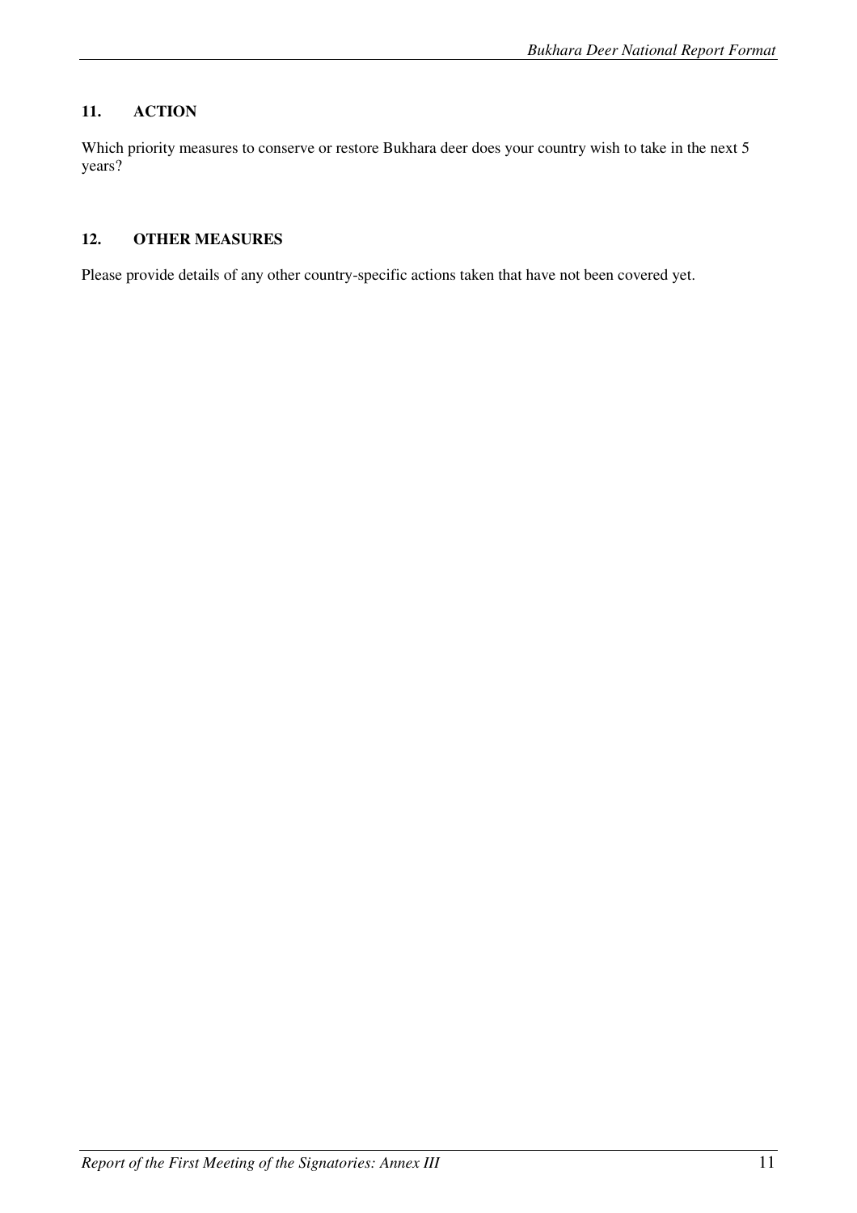## 11. ACTION

Which priority measures to conserve or restore Bukhara deer does your country wish to take in the next 5 years?

## 12. OTHER MEASURES

Please provide details of any other country-specific actions taken that have not been covered yet.